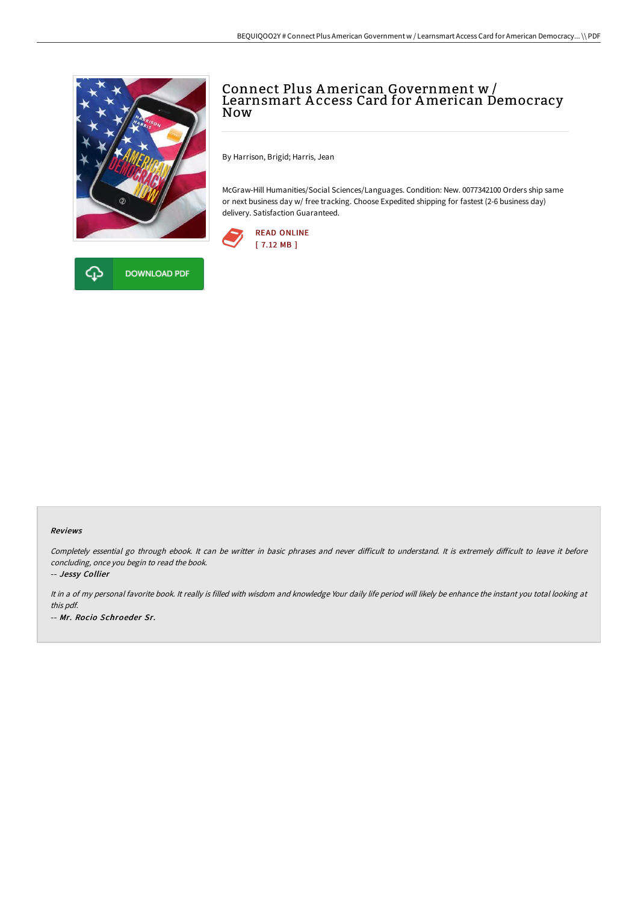# Connect Plus American Government w / Learnsmart Access Card for American Democracy Now

By Harrison, Brigid; Harris, Jean

McGraw-Hill Humanities/Social Sciences/Languages. Condition: New. 0077342100 Orders ship same or next business day w/ free tracking. Choose Expedited shipping for fastest (2-6 business day) delivery. Satisfaction Guaranteed.

READ ONLINE
[ 7.12 MB ]

DOWNLOAD PDF

### Reviews

*Completely essential go through ebook. It can be writter in basic phrases and never difficult to understand. It is extremely difficult to leave it before concluding, once you begin to read the book.*

-- *Jessy Collier*

*It in a of my personal favorite book. It really is filled with wisdom and knowledge Your daily life period will likely be enhance the instant you total looking at this pdf.*

-- *Mr. Rocio Schroeder Sr.*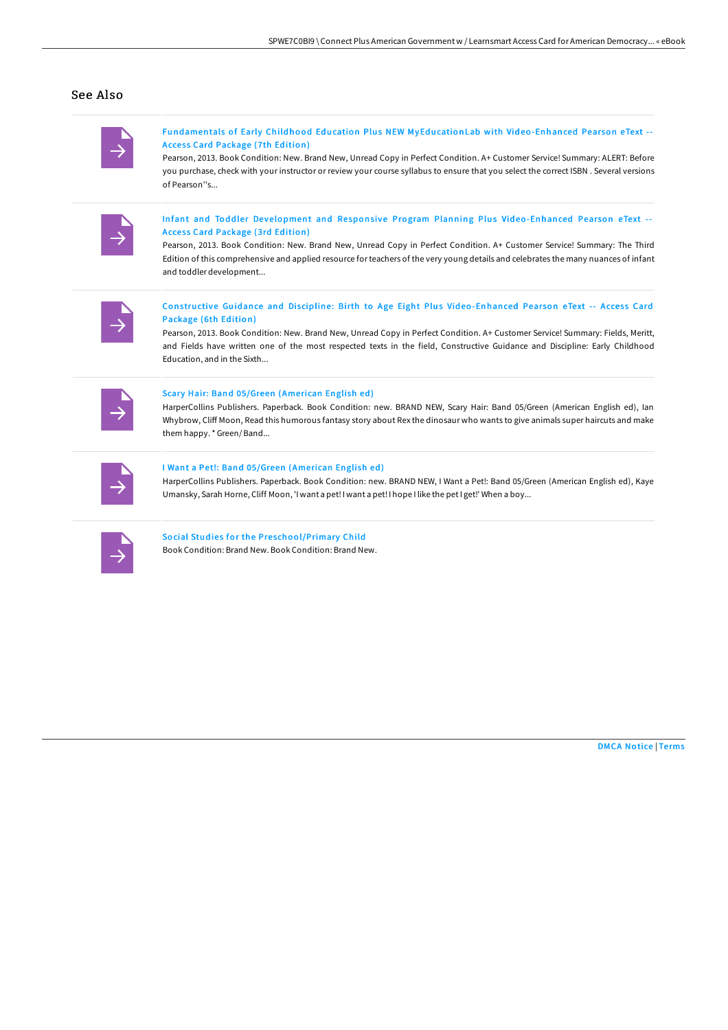## See Also

**Fundamentals of Early Childhood Education Plus NEW MyEducationLab with Video-Enhanced Pearson eText -- Access Card Package (7th Edition)**

Pearson, 2013. Book Condition: New. Brand New, Unread Copy in Perfect Condition. A+ Customer Service! Summary: ALERT: Before you purchase, check with your instructor or review your course syllabus to ensure that you select the correct ISBN . Several versions of Pearson''s...

**Infant and Toddler Development and Responsive Program Planning Plus Video-Enhanced Pearson eText -- Access Card Package (3rd Edition)**

Pearson, 2013. Book Condition: New. Brand New, Unread Copy in Perfect Condition. A+ Customer Service! Summary: The Third Edition of this comprehensive and applied resource for teachers of the very young details and celebrates the many nuances of infant and toddler development...

**Constructive Guidance and Discipline: Birth to Age Eight Plus Video-Enhanced Pearson eText -- Access Card Package (6th Edition)**

Pearson, 2013. Book Condition: New. Brand New, Unread Copy in Perfect Condition. A+ Customer Service! Summary: Fields, Meritt, and Fields have written one of the most respected texts in the field, Constructive Guidance and Discipline: Early Childhood Education, and in the Sixth...

**Scary Hair: Band 05/Green (American English ed)**

HarperCollins Publishers. Paperback. Book Condition: new. BRAND NEW, Scary Hair: Band 05/Green (American English ed), Ian Whybrow, Cliff Moon, Read this humorous fantasy story about Rex the dinosaur who wants to give animals super haircuts and make them happy. * Green/ Band...

**I Want a Pet!: Band 05/Green (American English ed)**

HarperCollins Publishers. Paperback. Book Condition: new. BRAND NEW, I Want a Pet!: Band 05/Green (American English ed), Kaye Umansky, Sarah Horne, Cliff Moon, 'I want a pet! I want a pet! I hope I like the pet I get!' When a boy...

**Social Studies for the Preschool/Primary Child**

Book Condition: Brand New. Book Condition: Brand New.